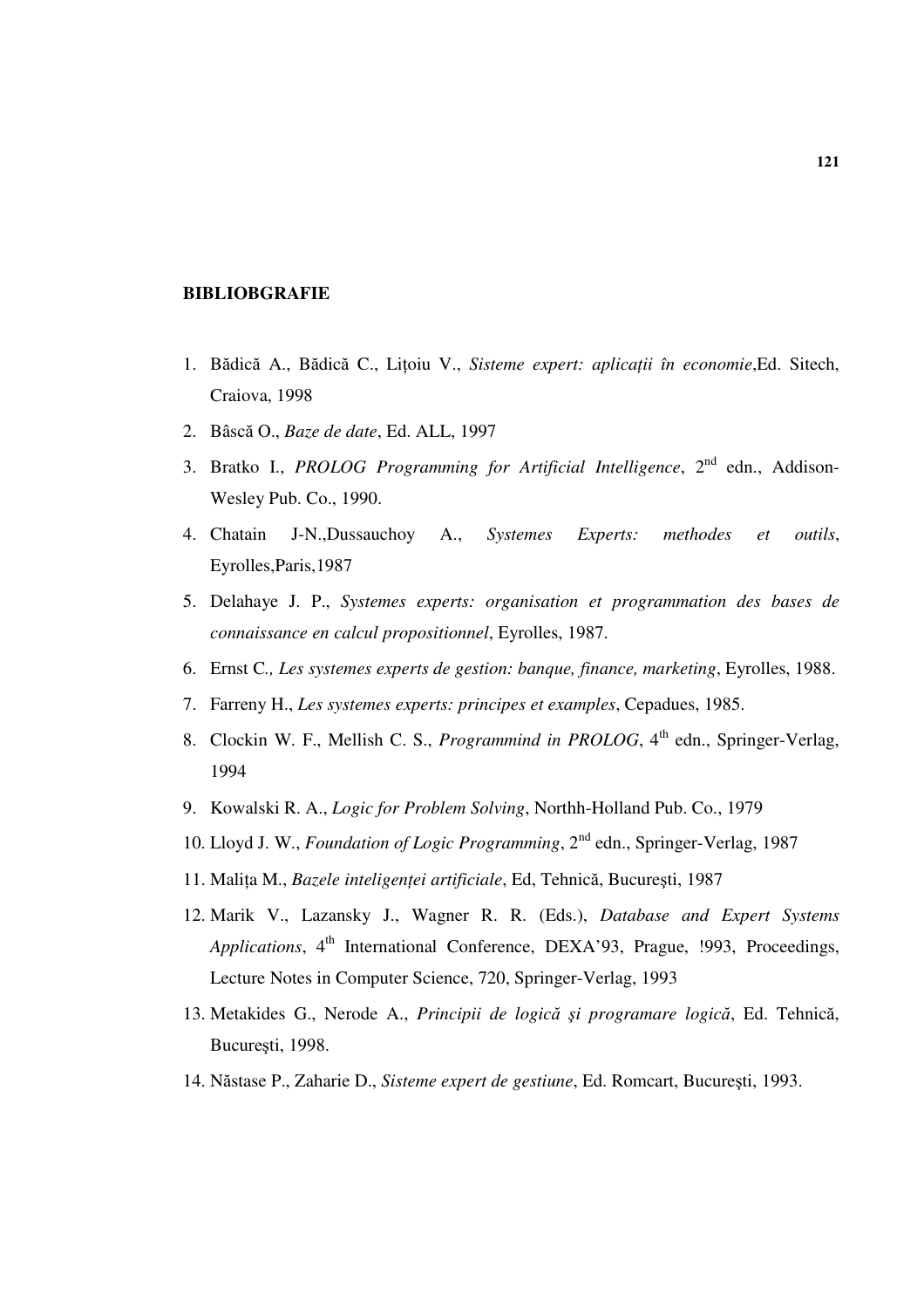**BIBLIOBGRAFIE**

1. Bădică A., Bădică C., Lițoiu V., *Sisteme expert: aplicații în economie*,Ed. Sitech, Craiova, 1998
2. Bâscă O., *Baze de date*, Ed. ALL, 1997
3. Bratko I., *PROLOG Programming for Artificial Intelligence*, 2nd edn., Addison-Wesley Pub. Co., 1990.
4. Chatain J-N.,Dussauchoy A., *Systemes Experts: methodes et outils*, Eyrolles,Paris,1987
5. Delahaye J. P., *Systemes experts: organisation et programmation des bases de connaissance en calcul propositionnel*, Eyrolles, 1987.
6. Ernst C., *Les systemes experts de gestion: banque, finance, marketing*, Eyrolles, 1988.
7. Farreny H., *Les systemes experts: principes et examples*, Cepadues, 1985.
8. Clockin W. F., Mellish C. S., *Programmind in PROLOG*, 4th edn., Springer-Verlag, 1994
9. Kowalski R. A., *Logic for Problem Solving*, Northh-Holland Pub. Co., 1979
10. Lloyd J. W., *Foundation of Logic Programming*, 2nd edn., Springer-Verlag, 1987
11. Malița M., *Bazele inteligenței artificiale*, Ed, Tehnică, Bucureşti, 1987
12. Marik V., Lazansky J., Wagner R. R. (Eds.), *Database and Expert Systems Applications*, 4th International Conference, DEXA'93, Prague, !993, Proceedings, Lecture Notes in Computer Science, 720, Springer-Verlag, 1993
13. Metakides G., Nerode A., *Principii de logică şi programare logică*, Ed. Tehnică, Bucureşti, 1998.
14. Năstase P., Zaharie D., *Sisteme expert de gestiune*, Ed. Romcart, Bucureşti, 1993.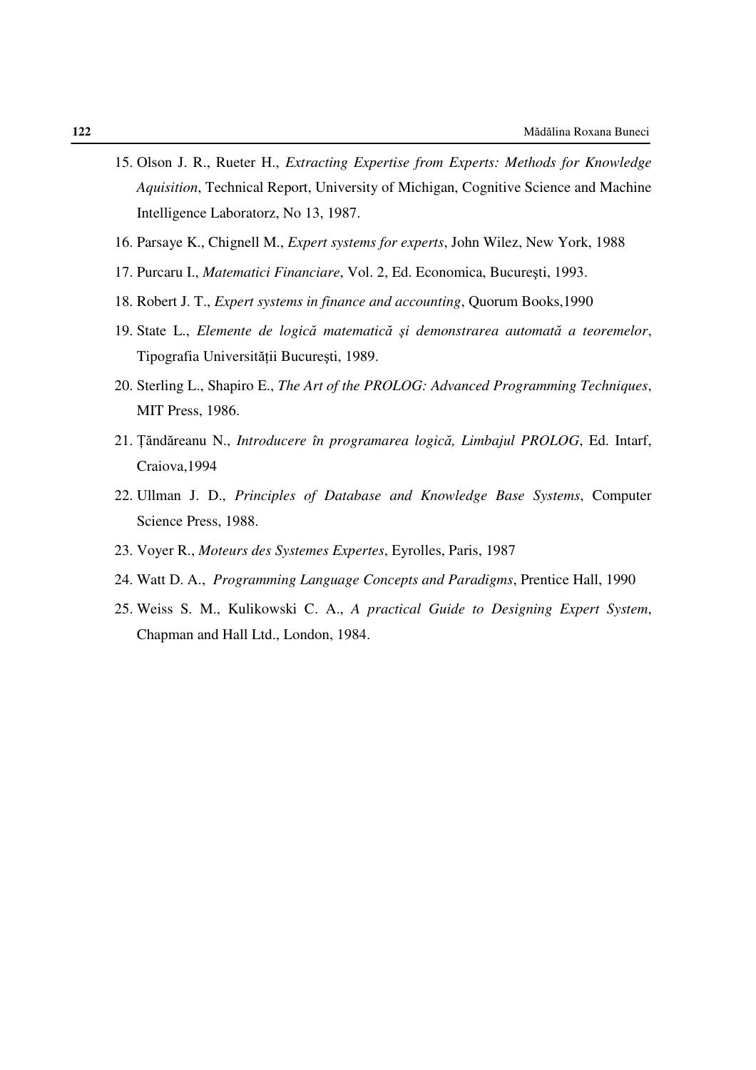15. Olson J. R., Rueter H., *Extracting Expertise from Experts: Methods for Knowledge Aquisition*, Technical Report, University of Michigan, Cognitive Science and Machine Intelligence Laboratorz, No 13, 1987.
16. Parsaye K., Chignell M., *Expert systems for experts*, John Wilez, New York, 1988
17. Purcaru I., *Matematici Financiare*, Vol. 2, Ed. Economica, Bucureşti, 1993.
18. Robert J. T., *Expert systems in finance and accounting*, Quorum Books,1990
19. State L., *Elemente de logică matematică şi demonstrarea automată a teoremelor*, Tipografia Universității Bucureşti, 1989.
20. Sterling L., Shapiro E., *The Art of the PROLOG: Advanced Programming Techniques*, MIT Press, 1986.
21. Țăndăreanu N., *Introducere în programarea logică, Limbajul PROLOG*, Ed. Intarf, Craiova,1994
22. Ullman J. D., *Principles of Database and Knowledge Base Systems*, Computer Science Press, 1988.
23. Voyer R., *Moteurs des Systemes Expertes*, Eyrolles, Paris, 1987
24. Watt D. A., *Programming Language Concepts and Paradigms*, Prentice Hall, 1990
25. Weiss S. M., Kulikowski C. A., *A practical Guide to Designing Expert System*, Chapman and Hall Ltd., London, 1984.